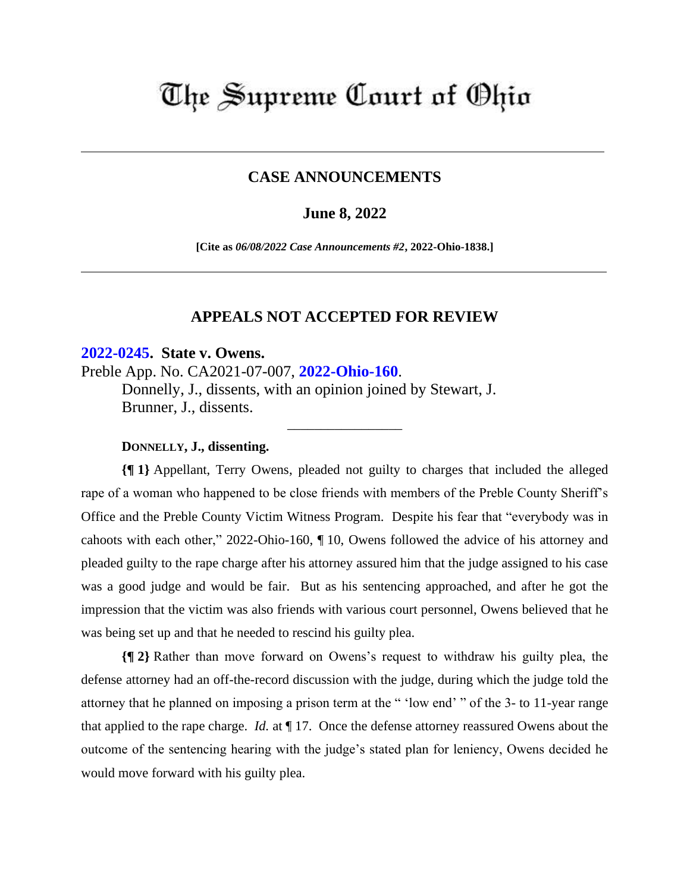# The Supreme Court of Ohio

## CASE ANNOUNCEMENTS

**June 8, 2022**

**[Cite as *06/08/2022 Case Announcements #2*, 2022-Ohio-1838.]**

## APPEALS NOT ACCEPTED FOR REVIEW

### 2022-0245. State v. Owens.

Preble App. No. CA2021-07-007, 2022-Ohio-160.

Donnelly, J., dissents, with an opinion joined by Stewart, J.

Brunner, J., dissents.

---

**DONNELLY, J., dissenting.**

**{¶ 1}** Appellant, Terry Owens, pleaded not guilty to charges that included the alleged rape of a woman who happened to be close friends with members of the Preble County Sheriff's Office and the Preble County Victim Witness Program. Despite his fear that "everybody was in cahoots with each other," 2022-Ohio-160, ¶ 10, Owens followed the advice of his attorney and pleaded guilty to the rape charge after his attorney assured him that the judge assigned to his case was a good judge and would be fair. But as his sentencing approached, and after he got the impression that the victim was also friends with various court personnel, Owens believed that he was being set up and that he needed to rescind his guilty plea.

**{¶ 2}** Rather than move forward on Owens's request to withdraw his guilty plea, the defense attorney had an off-the-record discussion with the judge, during which the judge told the attorney that he planned on imposing a prison term at the " 'low end' " of the 3- to 11-year range that applied to the rape charge. *Id.* at ¶ 17. Once the defense attorney reassured Owens about the outcome of the sentencing hearing with the judge's stated plan for leniency, Owens decided he would move forward with his guilty plea.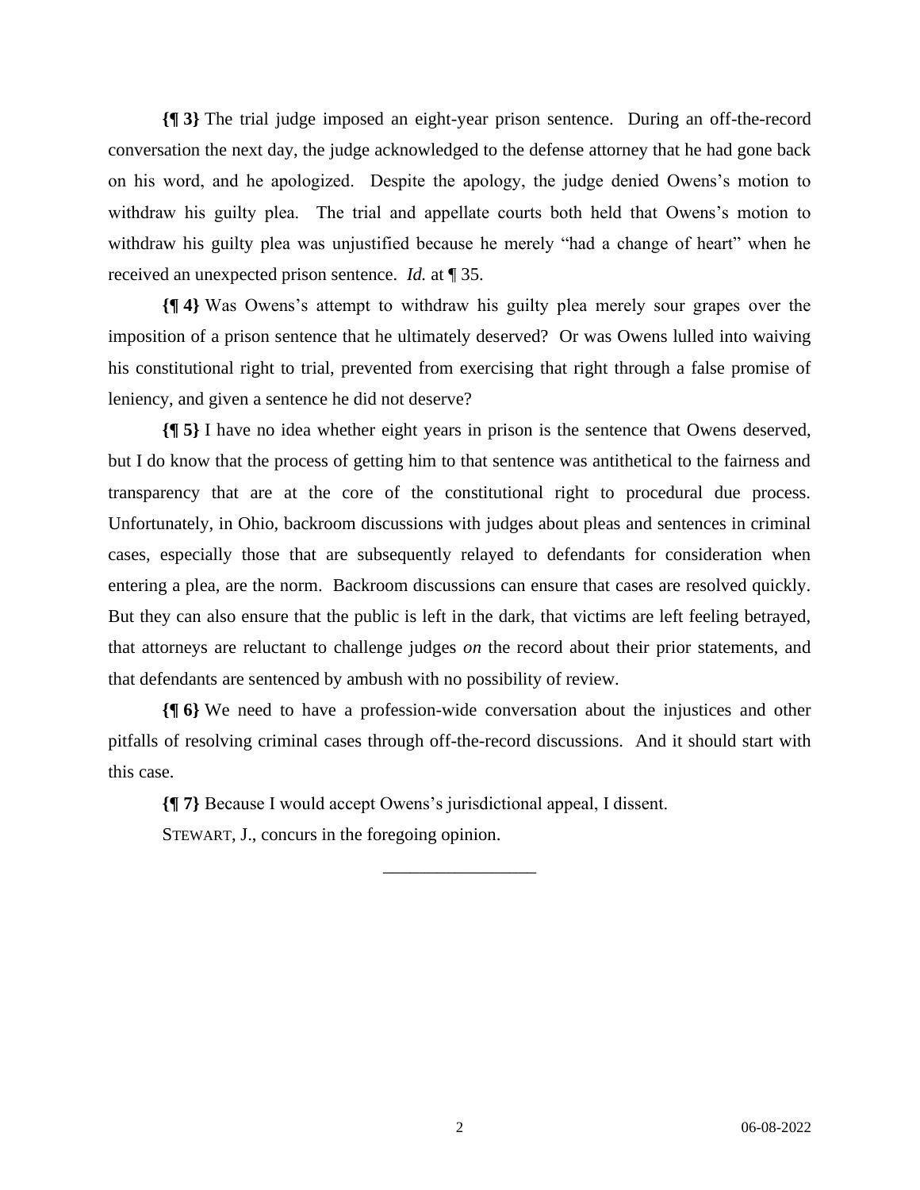**{¶ 3}** The trial judge imposed an eight-year prison sentence. During an off-the-record conversation the next day, the judge acknowledged to the defense attorney that he had gone back on his word, and he apologized. Despite the apology, the judge denied Owens's motion to withdraw his guilty plea. The trial and appellate courts both held that Owens's motion to withdraw his guilty plea was unjustified because he merely "had a change of heart" when he received an unexpected prison sentence. *Id.* at ¶ 35.

**{¶ 4}** Was Owens's attempt to withdraw his guilty plea merely sour grapes over the imposition of a prison sentence that he ultimately deserved? Or was Owens lulled into waiving his constitutional right to trial, prevented from exercising that right through a false promise of leniency, and given a sentence he did not deserve?

**{¶ 5}** I have no idea whether eight years in prison is the sentence that Owens deserved, but I do know that the process of getting him to that sentence was antithetical to the fairness and transparency that are at the core of the constitutional right to procedural due process. Unfortunately, in Ohio, backroom discussions with judges about pleas and sentences in criminal cases, especially those that are subsequently relayed to defendants for consideration when entering a plea, are the norm. Backroom discussions can ensure that cases are resolved quickly. But they can also ensure that the public is left in the dark, that victims are left feeling betrayed, that attorneys are reluctant to challenge judges *on* the record about their prior statements, and that defendants are sentenced by ambush with no possibility of review.

**{¶ 6}** We need to have a profession-wide conversation about the injustices and other pitfalls of resolving criminal cases through off-the-record discussions. And it should start with this case.

**{¶ 7}** Because I would accept Owens's jurisdictional appeal, I dissent.

STEWART, J., concurs in the foregoing opinion.

---